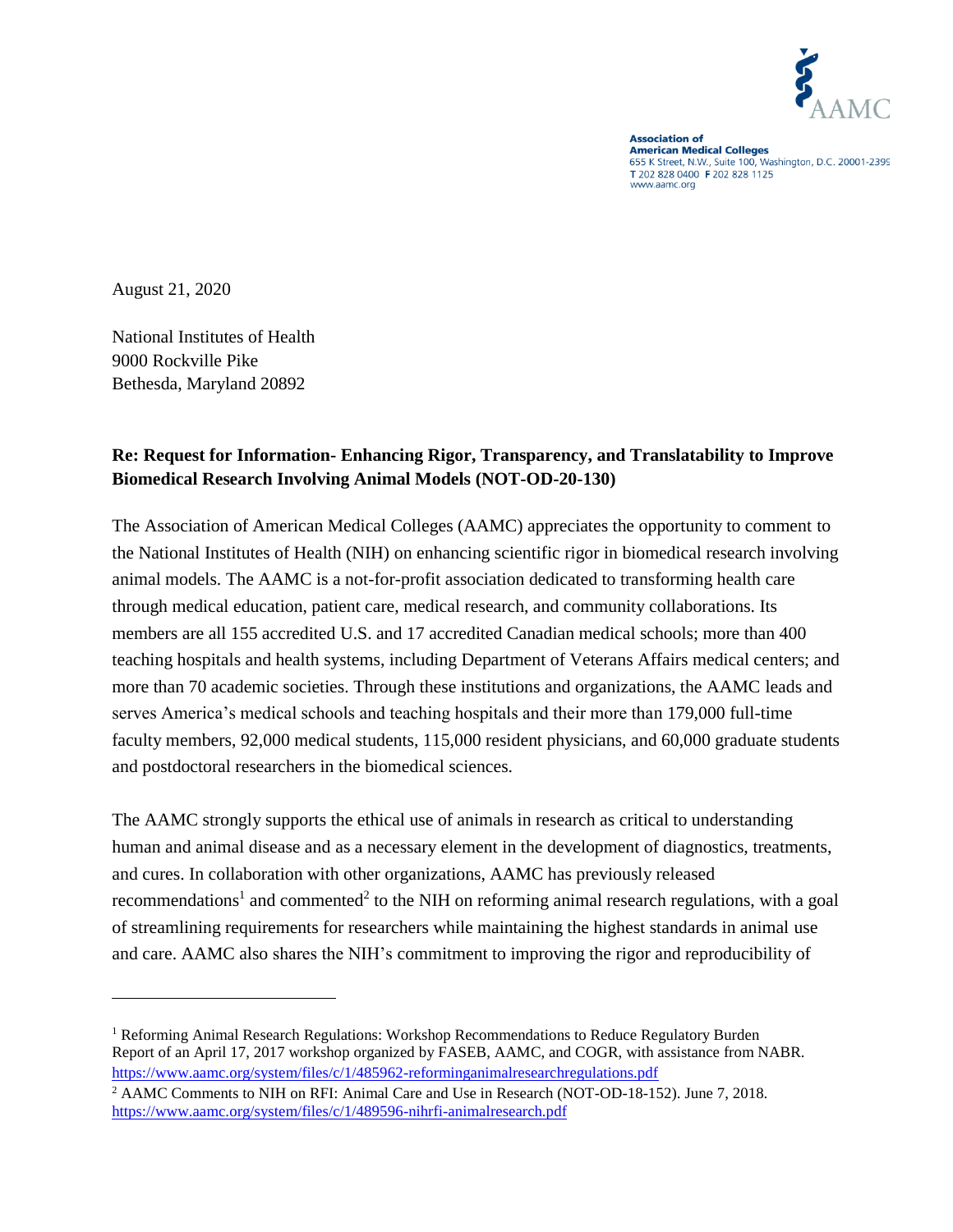AAMC

**Association of American Medical Colleges**
655 K Street, N.W., Suite 100, Washington, D.C. 20001-2399
T 202 828 0400 F 202 828 1125
www.aamc.org

August 21, 2020

National Institutes of Health
9000 Rockville Pike
Bethesda, Maryland 20892

**Re: Request for Information- Enhancing Rigor, Transparency, and Translatability to Improve Biomedical Research Involving Animal Models (NOT-OD-20-130)**

The Association of American Medical Colleges (AAMC) appreciates the opportunity to comment to the National Institutes of Health (NIH) on enhancing scientific rigor in biomedical research involving animal models. The AAMC is a not-for-profit association dedicated to transforming health care through medical education, patient care, medical research, and community collaborations. Its members are all 155 accredited U.S. and 17 accredited Canadian medical schools; more than 400 teaching hospitals and health systems, including Department of Veterans Affairs medical centers; and more than 70 academic societies. Through these institutions and organizations, the AAMC leads and serves America's medical schools and teaching hospitals and their more than 179,000 full-time faculty members, 92,000 medical students, 115,000 resident physicians, and 60,000 graduate students and postdoctoral researchers in the biomedical sciences.

The AAMC strongly supports the ethical use of animals in research as critical to understanding human and animal disease and as a necessary element in the development of diagnostics, treatments, and cures. In collaboration with other organizations, AAMC has previously released recommendations[1] and commented[2] to the NIH on reforming animal research regulations, with a goal of streamlining requirements for researchers while maintaining the highest standards in animal use and care. AAMC also shares the NIH's commitment to improving the rigor and reproducibility of

---

[1] Reforming Animal Research Regulations: Workshop Recommendations to Reduce Regulatory Burden Report of an April 17, 2017 workshop organized by FASEB, AAMC, and COGR, with assistance from NABR. https://www.aamc.org/system/files/c/1/485962-reforminganimalresearchregulations.pdf

[2] AAMC Comments to NIH on RFI: Animal Care and Use in Research (NOT-OD-18-152). June 7, 2018. https://www.aamc.org/system/files/c/1/489596-nihrfi-animalresearch.pdf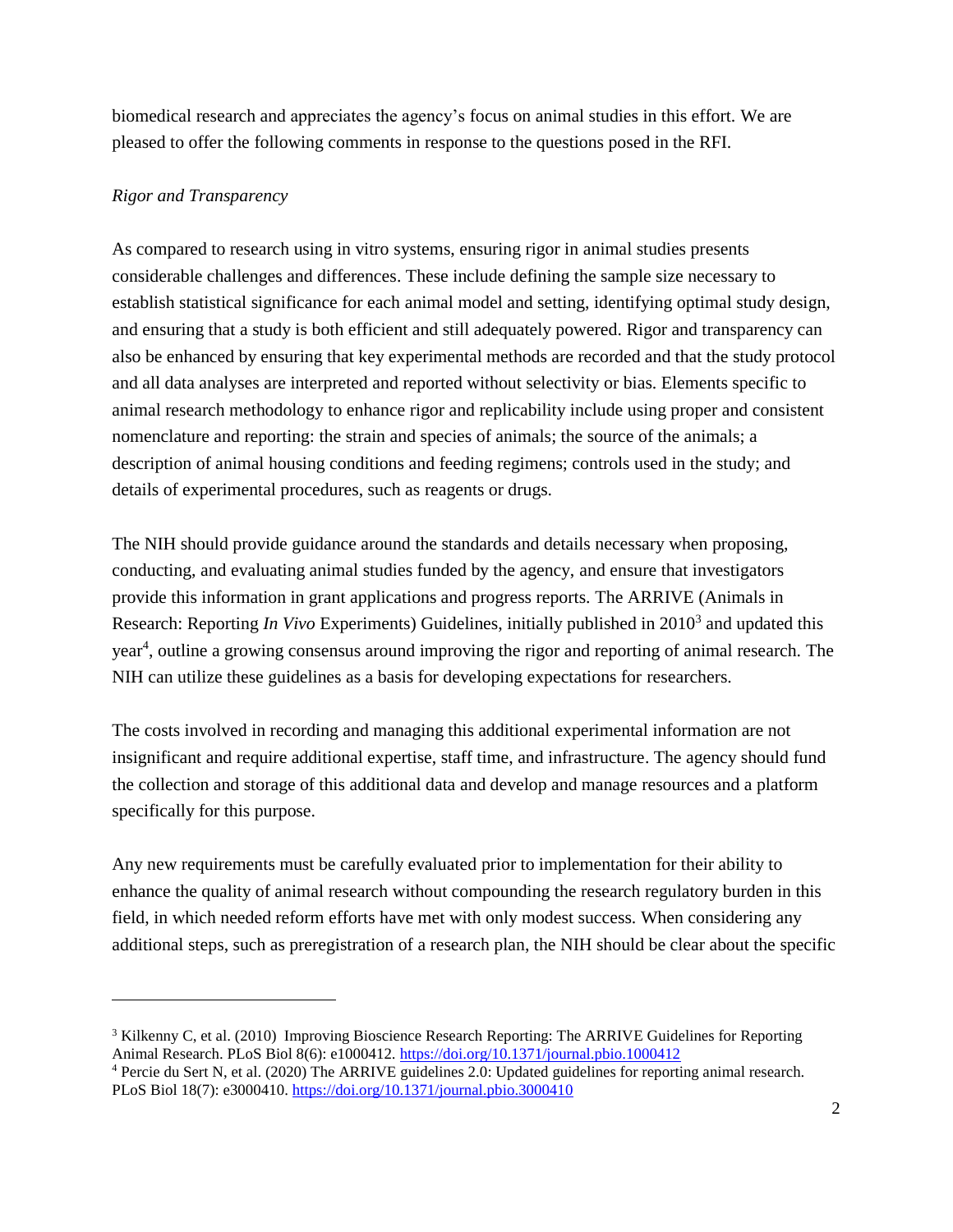biomedical research and appreciates the agency's focus on animal studies in this effort. We are pleased to offer the following comments in response to the questions posed in the RFI.

*Rigor and Transparency*

As compared to research using in vitro systems, ensuring rigor in animal studies presents considerable challenges and differences. These include defining the sample size necessary to establish statistical significance for each animal model and setting, identifying optimal study design, and ensuring that a study is both efficient and still adequately powered. Rigor and transparency can also be enhanced by ensuring that key experimental methods are recorded and that the study protocol and all data analyses are interpreted and reported without selectivity or bias. Elements specific to animal research methodology to enhance rigor and replicability include using proper and consistent nomenclature and reporting: the strain and species of animals; the source of the animals; a description of animal housing conditions and feeding regimens; controls used in the study; and details of experimental procedures, such as reagents or drugs.

The NIH should provide guidance around the standards and details necessary when proposing, conducting, and evaluating animal studies funded by the agency, and ensure that investigators provide this information in grant applications and progress reports. The ARRIVE (Animals in Research: Reporting *In Vivo* Experiments) Guidelines, initially published in 2010[3] and updated this year[4], outline a growing consensus around improving the rigor and reporting of animal research. The NIH can utilize these guidelines as a basis for developing expectations for researchers.

The costs involved in recording and managing this additional experimental information are not insignificant and require additional expertise, staff time, and infrastructure. The agency should fund the collection and storage of this additional data and develop and manage resources and a platform specifically for this purpose.

Any new requirements must be carefully evaluated prior to implementation for their ability to enhance the quality of animal research without compounding the research regulatory burden in this field, in which needed reform efforts have met with only modest success. When considering any additional steps, such as preregistration of a research plan, the NIH should be clear about the specific

---

[3] Kilkenny C, et al. (2010) Improving Bioscience Research Reporting: The ARRIVE Guidelines for Reporting Animal Research. PLoS Biol 8(6): e1000412. https://doi.org/10.1371/journal.pbio.1000412

[4] Percie du Sert N, et al. (2020) The ARRIVE guidelines 2.0: Updated guidelines for reporting animal research. PLoS Biol 18(7): e3000410. https://doi.org/10.1371/journal.pbio.3000410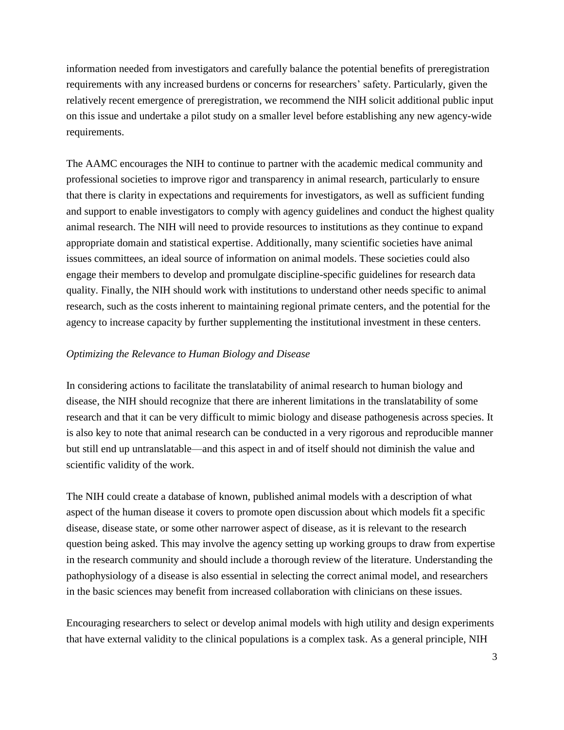information needed from investigators and carefully balance the potential benefits of preregistration requirements with any increased burdens or concerns for researchers' safety. Particularly, given the relatively recent emergence of preregistration, we recommend the NIH solicit additional public input on this issue and undertake a pilot study on a smaller level before establishing any new agency-wide requirements.

The AAMC encourages the NIH to continue to partner with the academic medical community and professional societies to improve rigor and transparency in animal research, particularly to ensure that there is clarity in expectations and requirements for investigators, as well as sufficient funding and support to enable investigators to comply with agency guidelines and conduct the highest quality animal research. The NIH will need to provide resources to institutions as they continue to expand appropriate domain and statistical expertise. Additionally, many scientific societies have animal issues committees, an ideal source of information on animal models. These societies could also engage their members to develop and promulgate discipline-specific guidelines for research data quality. Finally, the NIH should work with institutions to understand other needs specific to animal research, such as the costs inherent to maintaining regional primate centers, and the potential for the agency to increase capacity by further supplementing the institutional investment in these centers.

*Optimizing the Relevance to Human Biology and Disease*

In considering actions to facilitate the translatability of animal research to human biology and disease, the NIH should recognize that there are inherent limitations in the translatability of some research and that it can be very difficult to mimic biology and disease pathogenesis across species. It is also key to note that animal research can be conducted in a very rigorous and reproducible manner but still end up untranslatable—and this aspect in and of itself should not diminish the value and scientific validity of the work.

The NIH could create a database of known, published animal models with a description of what aspect of the human disease it covers to promote open discussion about which models fit a specific disease, disease state, or some other narrower aspect of disease, as it is relevant to the research question being asked. This may involve the agency setting up working groups to draw from expertise in the research community and should include a thorough review of the literature. Understanding the pathophysiology of a disease is also essential in selecting the correct animal model, and researchers in the basic sciences may benefit from increased collaboration with clinicians on these issues.

Encouraging researchers to select or develop animal models with high utility and design experiments that have external validity to the clinical populations is a complex task. As a general principle, NIH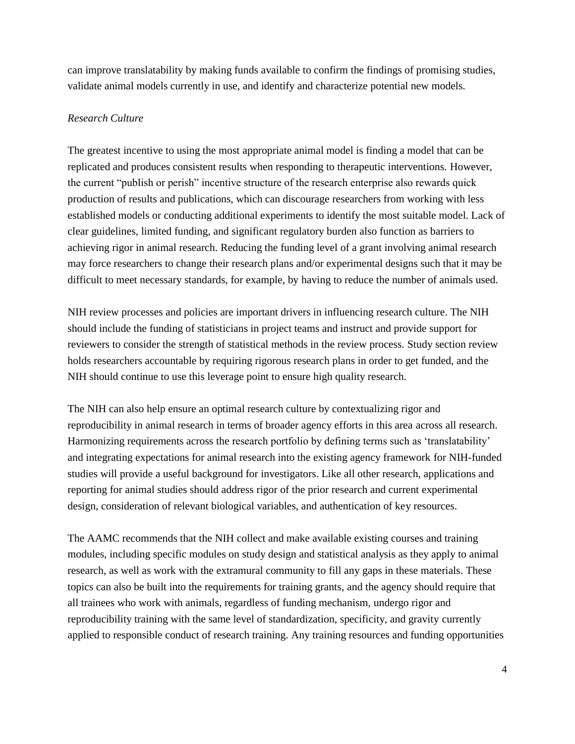can improve translatability by making funds available to confirm the findings of promising studies, validate animal models currently in use, and identify and characterize potential new models.

*Research Culture*

The greatest incentive to using the most appropriate animal model is finding a model that can be replicated and produces consistent results when responding to therapeutic interventions. However, the current "publish or perish" incentive structure of the research enterprise also rewards quick production of results and publications, which can discourage researchers from working with less established models or conducting additional experiments to identify the most suitable model. Lack of clear guidelines, limited funding, and significant regulatory burden also function as barriers to achieving rigor in animal research. Reducing the funding level of a grant involving animal research may force researchers to change their research plans and/or experimental designs such that it may be difficult to meet necessary standards, for example, by having to reduce the number of animals used.

NIH review processes and policies are important drivers in influencing research culture. The NIH should include the funding of statisticians in project teams and instruct and provide support for reviewers to consider the strength of statistical methods in the review process. Study section review holds researchers accountable by requiring rigorous research plans in order to get funded, and the NIH should continue to use this leverage point to ensure high quality research.

The NIH can also help ensure an optimal research culture by contextualizing rigor and reproducibility in animal research in terms of broader agency efforts in this area across all research. Harmonizing requirements across the research portfolio by defining terms such as 'translatability' and integrating expectations for animal research into the existing agency framework for NIH-funded studies will provide a useful background for investigators. Like all other research, applications and reporting for animal studies should address rigor of the prior research and current experimental design, consideration of relevant biological variables, and authentication of key resources.

The AAMC recommends that the NIH collect and make available existing courses and training modules, including specific modules on study design and statistical analysis as they apply to animal research, as well as work with the extramural community to fill any gaps in these materials. These topics can also be built into the requirements for training grants, and the agency should require that all trainees who work with animals, regardless of funding mechanism, undergo rigor and reproducibility training with the same level of standardization, specificity, and gravity currently applied to responsible conduct of research training. Any training resources and funding opportunities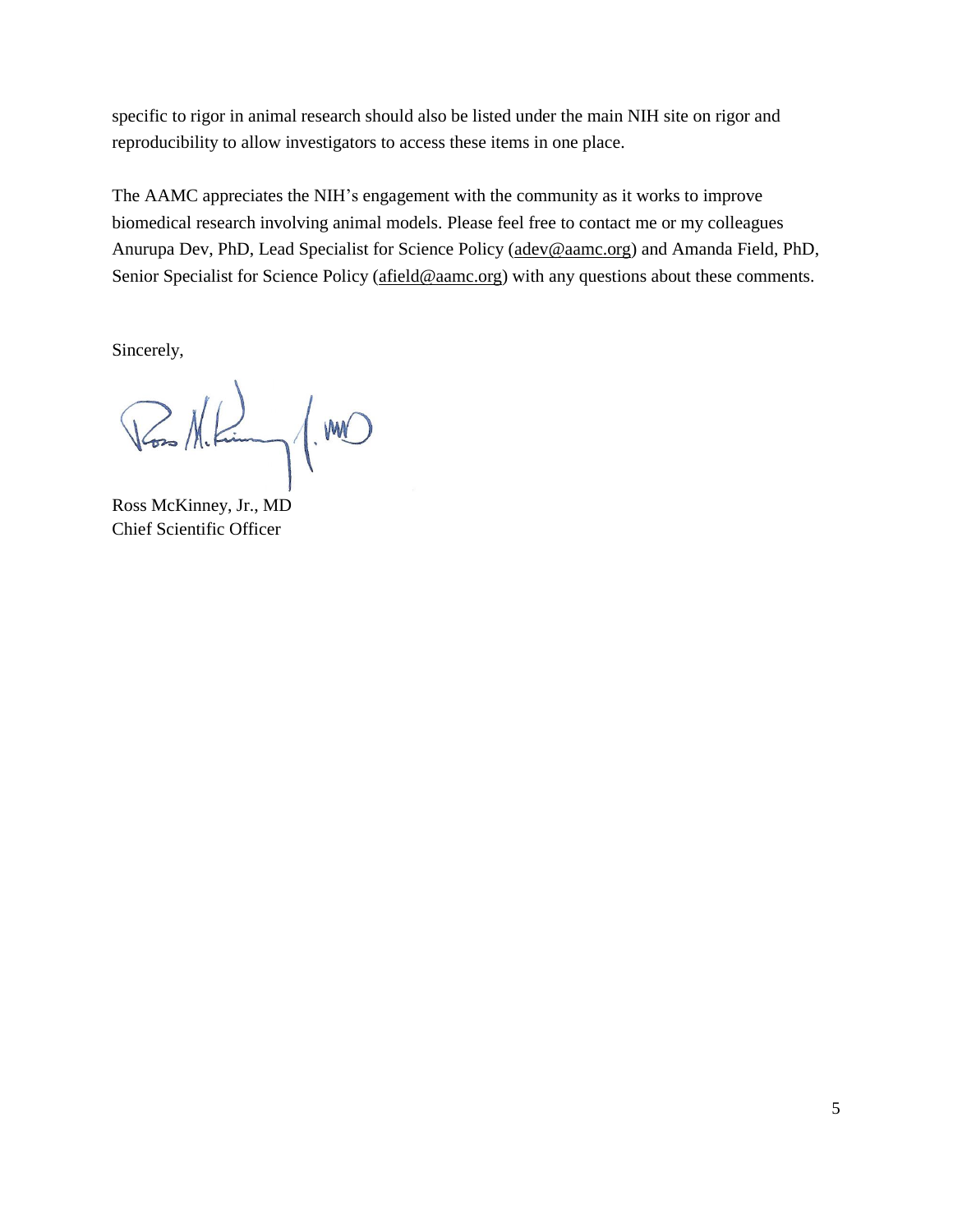specific to rigor in animal research should also be listed under the main NIH site on rigor and reproducibility to allow investigators to access these items in one place.

The AAMC appreciates the NIH's engagement with the community as it works to improve biomedical research involving animal models. Please feel free to contact me or my colleagues Anurupa Dev, PhD, Lead Specialist for Science Policy (adev@aamc.org) and Amanda Field, PhD, Senior Specialist for Science Policy (afield@aamc.org) with any questions about these comments.

Sincerely,

Ross McKinney, Jr., MD
Chief Scientific Officer